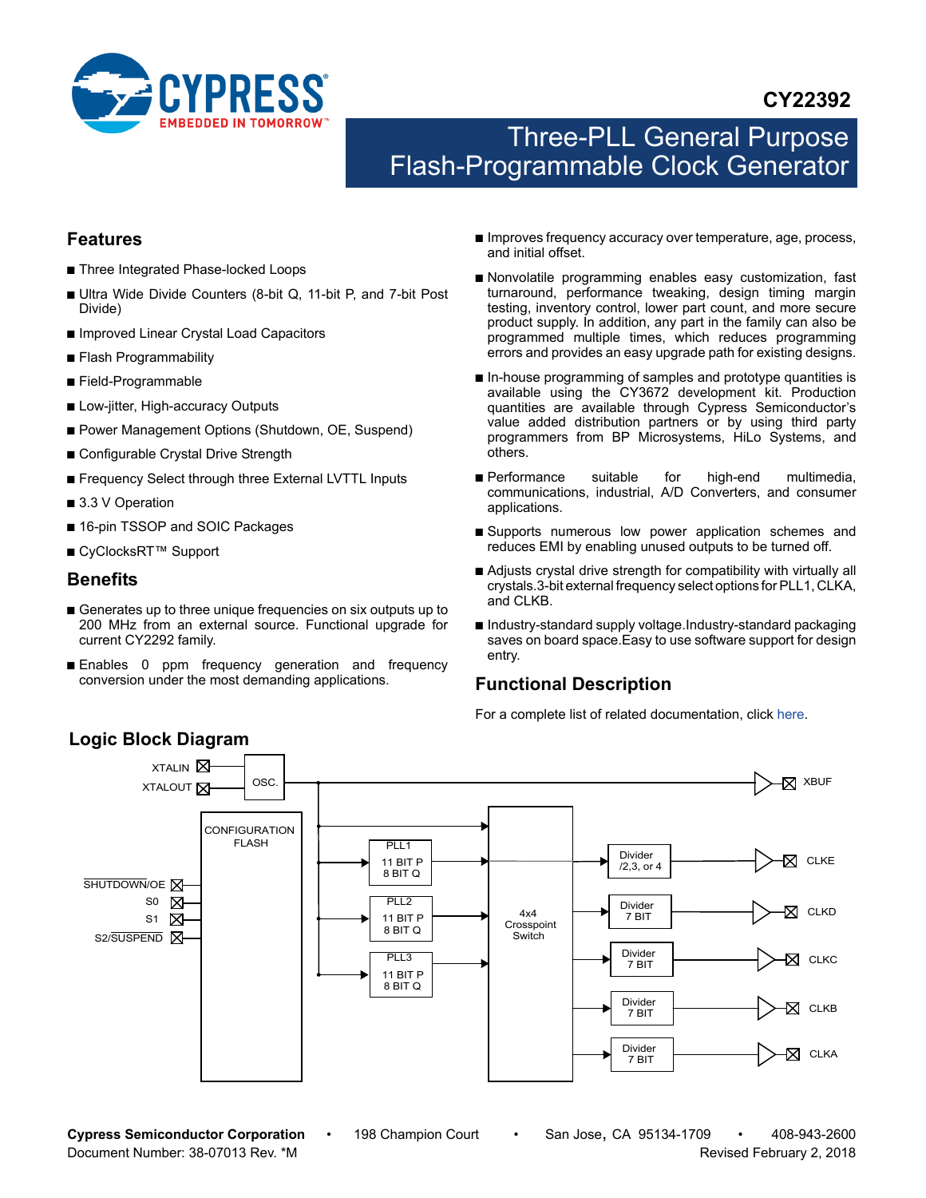# CY22392

# Three-PLL General Purpose Flash-Programmable Clock Generator

## Features

- Three Integrated Phase-locked Loops
- Ultra Wide Divide Counters (8-bit Q, 11-bit P, and 7-bit Post Divide)
- Improved Linear Crystal Load Capacitors
- Flash Programmability
- Field-Programmable
- Low-jitter, High-accuracy Outputs
- Power Management Options (Shutdown, OE, Suspend)
- Configurable Crystal Drive Strength
- Frequency Select through three External LVTTL Inputs
- 3.3 V Operation
- 16-pin TSSOP and SOIC Packages
- CyClocksRT™ Support

## Benefits

- Generates up to three unique frequencies on six outputs up to 200 MHz from an external source. Functional upgrade for current CY2292 family.
- Enables 0 ppm frequency generation and frequency conversion under the most demanding applications.
- Improves frequency accuracy over temperature, age, process, and initial offset.
- Nonvolatile programming enables easy customization, fast turnaround, performance tweaking, design timing margin testing, inventory control, lower part count, and more secure product supply. In addition, any part in the family can also be programmed multiple times, which reduces programming errors and provides an easy upgrade path for existing designs.
- In-house programming of samples and prototype quantities is available using the CY3672 development kit. Production quantities are available through Cypress Semiconductor's value added distribution partners or by using third party programmers from BP Microsystems, HiLo Systems, and others.
- Performance suitable for high-end multimedia, communications, industrial, A/D Converters, and consumer applications.
- Supports numerous low power application schemes and reduces EMI by enabling unused outputs to be turned off.
- Adjusts crystal drive strength for compatibility with virtually all crystals.3-bit external frequency select options for PLL1, CLKA, and CLKB.
- Industry-standard supply voltage.Industry-standard packaging saves on board space.Easy to use software support for design entry.

## Functional Description

For a complete list of related documentation, click here.

## Logic Block Diagram

XTALIN, XTALOUT, OSC., XBUF, CONFIGURATION FLASH, SHUTDOWN/OE, S0, S1, S2/SUSPEND, PLL1 11 BIT P 8 BIT Q, PLL2 11 BIT P 8 BIT Q, PLL3 11 BIT P 8 BIT Q, 4x4 Crosspoint Switch, Divider /2,3, or 4 → CLKE, Divider 7 BIT → CLKD, Divider 7 BIT → CLKC, Divider 7 BIT → CLKB, Divider 7 BIT → CLKA

Cypress Semiconductor Corporation • 198 Champion Court • San Jose, CA 95134-1709 • 408-943-2600
Document Number: 38-07013 Rev. *M Revised February 2, 2018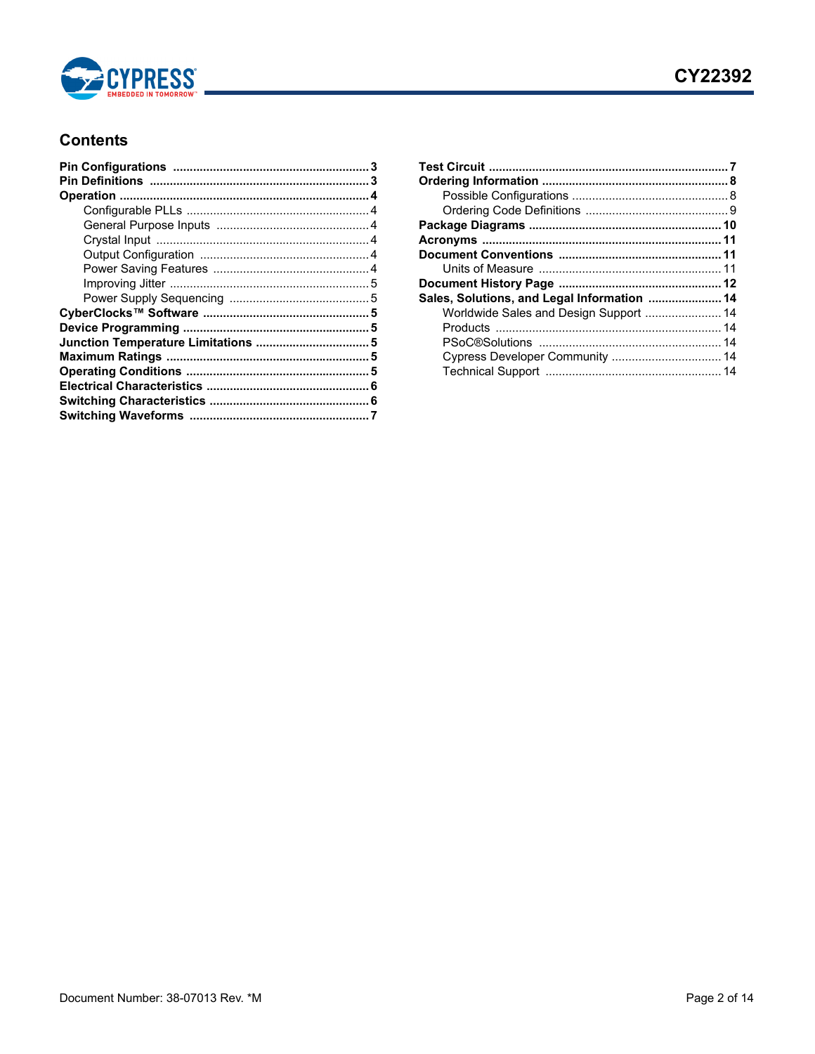## Contents

- **Pin Configurations** .......... 3
- **Pin Definitions** .......... 3
- **Operation** .......... 4
  - Configurable PLLs .......... 4
  - General Purpose Inputs .......... 4
  - Crystal Input .......... 4
  - Output Configuration .......... 4
  - Power Saving Features .......... 4
  - Improving Jitter .......... 5
  - Power Supply Sequencing .......... 5
- **CyberClocks™ Software** .......... 5
- **Device Programming** .......... 5
- **Junction Temperature Limitations** .......... 5
- **Maximum Ratings** .......... 5
- **Operating Conditions** .......... 5
- **Electrical Characteristics** .......... 6
- **Switching Characteristics** .......... 6
- **Switching Waveforms** .......... 7
- **Test Circuit** .......... 7
- **Ordering Information** .......... 8
  - Possible Configurations .......... 8
  - Ordering Code Definitions .......... 9
- **Package Diagrams** .......... 10
- **Acronyms** .......... 11
- **Document Conventions** .......... 11
  - Units of Measure .......... 11
- **Document History Page** .......... 12
- **Sales, Solutions, and Legal Information** .......... 14
  - Worldwide Sales and Design Support .......... 14
  - Products .......... 14
  - PSoC®Solutions .......... 14
  - Cypress Developer Community .......... 14
  - Technical Support .......... 14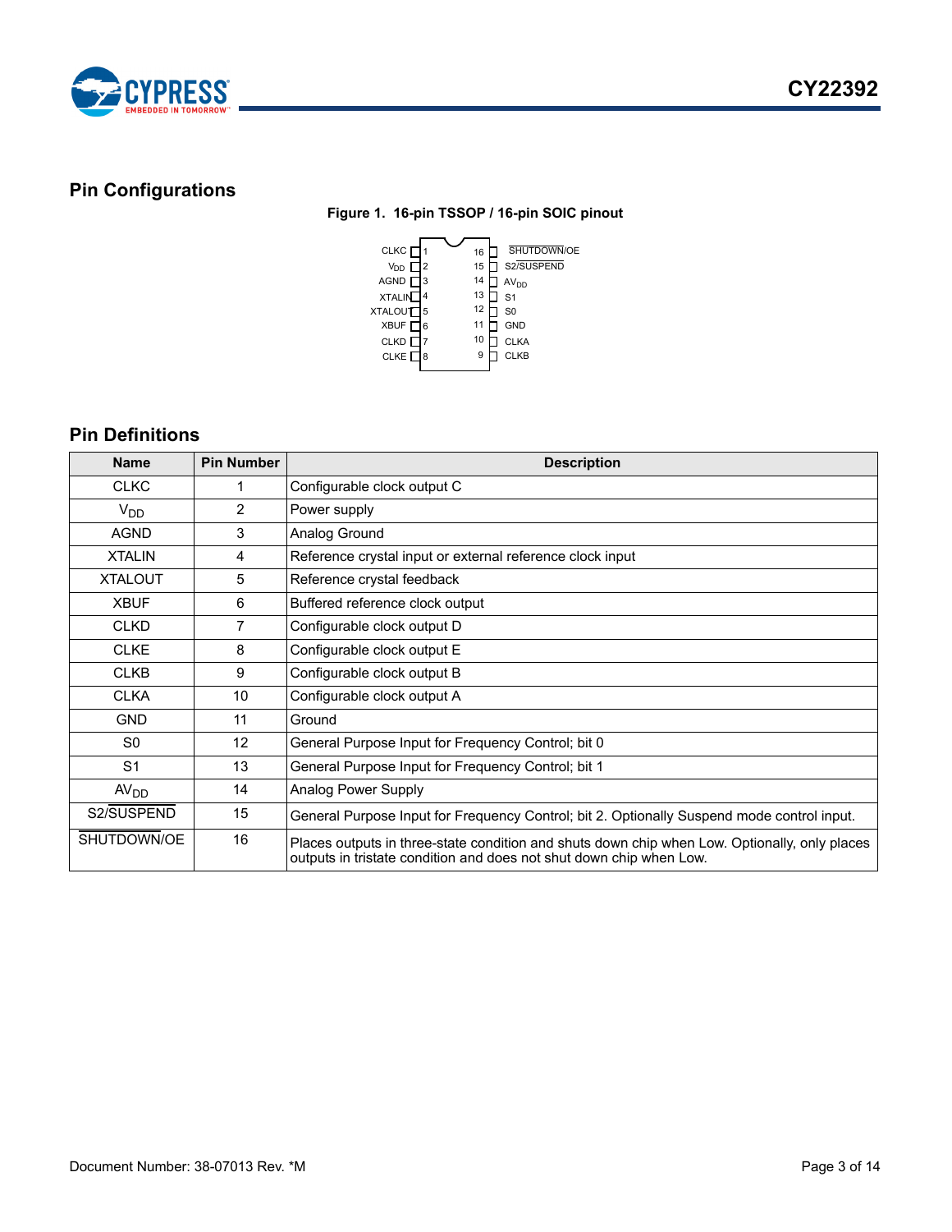## Pin Configurations

**Figure 1. 16-pin TSSOP / 16-pin SOIC pinout**

| Pin | Name | Pin | Name |
|---|---|---|---|
| 1 | CLKC | 16 | SHUTDOWN/OE |
| 2 | $V_{DD}$ | 15 | S2/SUSPEND |
| 3 | AGND | 14 | $AV_{DD}$ |
| 4 | XTALIN | 13 | S1 |
| 5 | XTALOUT | 12 | S0 |
| 6 | XBUF | 11 | GND |
| 7 | CLKD | 10 | CLKA |
| 8 | CLKE | 9 | CLKB |

## Pin Definitions

| Name | Pin Number | Description |
|---|---|---|
| CLKC | 1 | Configurable clock output C |
| $V_{DD}$ | 2 | Power supply |
| AGND | 3 | Analog Ground |
| XTALIN | 4 | Reference crystal input or external reference clock input |
| XTALOUT | 5 | Reference crystal feedback |
| XBUF | 6 | Buffered reference clock output |
| CLKD | 7 | Configurable clock output D |
| CLKE | 8 | Configurable clock output E |
| CLKB | 9 | Configurable clock output B |
| CLKA | 10 | Configurable clock output A |
| GND | 11 | Ground |
| S0 | 12 | General Purpose Input for Frequency Control; bit 0 |
| S1 | 13 | General Purpose Input for Frequency Control; bit 1 |
| $AV_{DD}$ | 14 | Analog Power Supply |
| S2/SUSPEND | 15 | General Purpose Input for Frequency Control; bit 2. Optionally Suspend mode control input. |
| SHUTDOWN/OE | 16 | Places outputs in three-state condition and shuts down chip when Low. Optionally, only places outputs in tristate condition and does not shut down chip when Low. |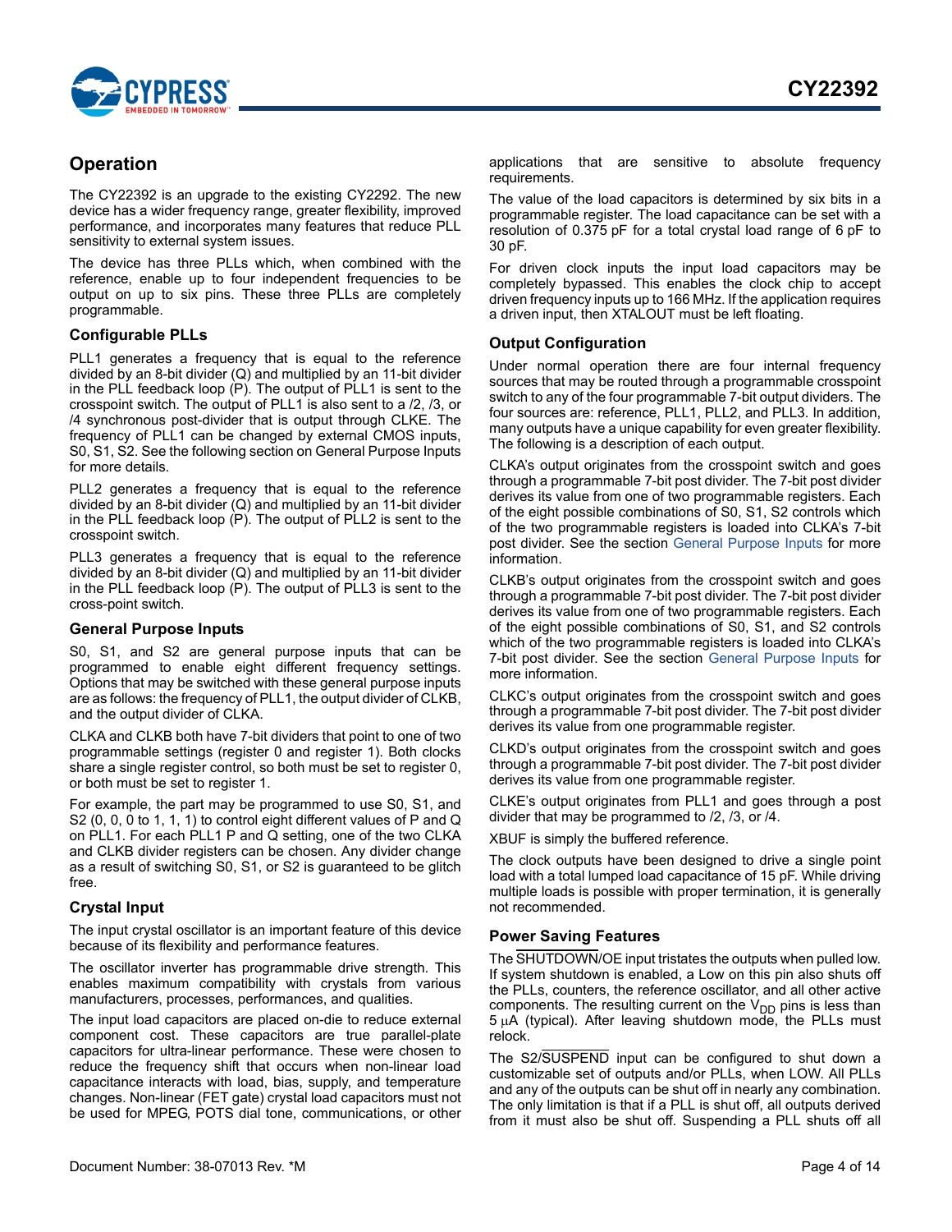## Operation

The CY22392 is an upgrade to the existing CY2292. The new device has a wider frequency range, greater flexibility, improved performance, and incorporates many features that reduce PLL sensitivity to external system issues.

The device has three PLLs which, when combined with the reference, enable up to four independent frequencies to be output on up to six pins. These three PLLs are completely programmable.

### Configurable PLLs

PLL1 generates a frequency that is equal to the reference divided by an 8-bit divider (Q) and multiplied by an 11-bit divider in the PLL feedback loop (P). The output of PLL1 is sent to the crosspoint switch. The output of PLL1 is also sent to a /2, /3, or /4 synchronous post-divider that is output through CLKE. The frequency of PLL1 can be changed by external CMOS inputs, S0, S1, S2. See the following section on General Purpose Inputs for more details.

PLL2 generates a frequency that is equal to the reference divided by an 8-bit divider (Q) and multiplied by an 11-bit divider in the PLL feedback loop (P). The output of PLL2 is sent to the crosspoint switch.

PLL3 generates a frequency that is equal to the reference divided by an 8-bit divider (Q) and multiplied by an 11-bit divider in the PLL feedback loop (P). The output of PLL3 is sent to the cross-point switch.

### General Purpose Inputs

S0, S1, and S2 are general purpose inputs that can be programmed to enable eight different frequency settings. Options that may be switched with these general purpose inputs are as follows: the frequency of PLL1, the output divider of CLKB, and the output divider of CLKA.

CLKA and CLKB both have 7-bit dividers that point to one of two programmable settings (register 0 and register 1). Both clocks share a single register control, so both must be set to register 0, or both must be set to register 1.

For example, the part may be programmed to use S0, S1, and S2 (0, 0, 0 to 1, 1, 1) to control eight different values of P and Q on PLL1. For each PLL1 P and Q setting, one of the two CLKA and CLKB divider registers can be chosen. Any divider change as a result of switching S0, S1, or S2 is guaranteed to be glitch free.

### Crystal Input

The input crystal oscillator is an important feature of this device because of its flexibility and performance features.

The oscillator inverter has programmable drive strength. This enables maximum compatibility with crystals from various manufacturers, processes, performances, and qualities.

The input load capacitors are placed on-die to reduce external component cost. These capacitors are true parallel-plate capacitors for ultra-linear performance. These were chosen to reduce the frequency shift that occurs when non-linear load capacitance interacts with load, bias, supply, and temperature changes. Non-linear (FET gate) crystal load capacitors must not be used for MPEG, POTS dial tone, communications, or other applications that are sensitive to absolute frequency requirements.

The value of the load capacitors is determined by six bits in a programmable register. The load capacitance can be set with a resolution of 0.375 pF for a total crystal load range of 6 pF to 30 pF.

For driven clock inputs the input load capacitors may be completely bypassed. This enables the clock chip to accept driven frequency inputs up to 166 MHz. If the application requires a driven input, then XTALOUT must be left floating.

### Output Configuration

Under normal operation there are four internal frequency sources that may be routed through a programmable crosspoint switch to any of the four programmable 7-bit output dividers. The four sources are: reference, PLL1, PLL2, and PLL3. In addition, many outputs have a unique capability for even greater flexibility. The following is a description of each output.

CLKA's output originates from the crosspoint switch and goes through a programmable 7-bit post divider. The 7-bit post divider derives its value from one of two programmable registers. Each of the eight possible combinations of S0, S1, S2 controls which of the two programmable registers is loaded into CLKA's 7-bit post divider. See the section General Purpose Inputs for more information.

CLKB's output originates from the crosspoint switch and goes through a programmable 7-bit post divider. The 7-bit post divider derives its value from one of two programmable registers. Each of the eight possible combinations of S0, S1, and S2 controls which of the two programmable registers is loaded into CLKA's 7-bit post divider. See the section General Purpose Inputs for more information.

CLKC's output originates from the crosspoint switch and goes through a programmable 7-bit post divider. The 7-bit post divider derives its value from one programmable register.

CLKD's output originates from the crosspoint switch and goes through a programmable 7-bit post divider. The 7-bit post divider derives its value from one programmable register.

CLKE's output originates from PLL1 and goes through a post divider that may be programmed to /2, /3, or /4.

XBUF is simply the buffered reference.

The clock outputs have been designed to drive a single point load with a total lumped load capacitance of 15 pF. While driving multiple loads is possible with proper termination, it is generally not recommended.

### Power Saving Features

The $\overline{\text{SHUTDOWN}}$/OE input tristates the outputs when pulled low. If system shutdown is enabled, a Low on this pin also shuts off the PLLs, counters, the reference oscillator, and all other active components. The resulting current on the $V_{DD}$ pins is less than 5 μA (typical). After leaving shutdown mode, the PLLs must relock.

The S2/$\overline{\text{SUSPEND}}$ input can be configured to shut down a customizable set of outputs and/or PLLs, when LOW. All PLLs and any of the outputs can be shut off in nearly any combination. The only limitation is that if a PLL is shut off, all outputs derived from it must also be shut off. Suspending a PLL shuts off all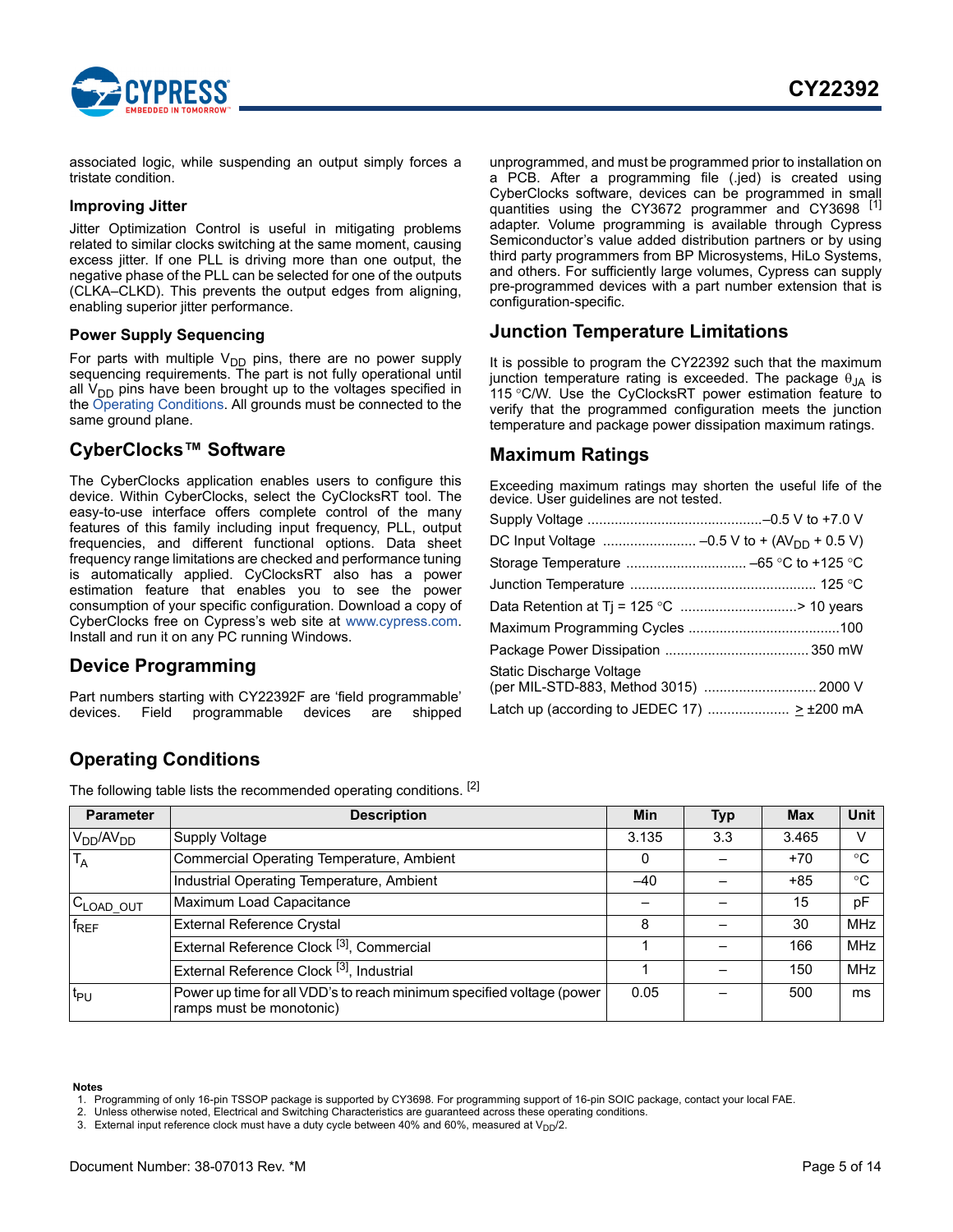associated logic, while suspending an output simply forces a tristate condition.

### Improving Jitter

Jitter Optimization Control is useful in mitigating problems related to similar clocks switching at the same moment, causing excess jitter. If one PLL is driving more than one output, the negative phase of the PLL can be selected for one of the outputs (CLKA–CLKD). This prevents the output edges from aligning, enabling superior jitter performance.

### Power Supply Sequencing

For parts with multiple $V_{DD}$ pins, there are no power supply sequencing requirements. The part is not fully operational until all $V_{DD}$ pins have been brought up to the voltages specified in the Operating Conditions. All grounds must be connected to the same ground plane.

## CyberClocks™ Software

The CyberClocks application enables users to configure this device. Within CyberClocks, select the CyClocksRT tool. The easy-to-use interface offers complete control of the many features of this family including input frequency, PLL, output frequencies, and different functional options. Data sheet frequency range limitations are checked and performance tuning is automatically applied. CyClocksRT also has a power estimation feature that enables you to see the power consumption of your specific configuration. Download a copy of CyberClocks free on Cypress's web site at www.cypress.com. Install and run it on any PC running Windows.

## Device Programming

Part numbers starting with CY22392F are 'field programmable' devices. Field programmable devices are shipped unprogrammed, and must be programmed prior to installation on a PCB. After a programming file (.jed) is created using CyberClocks software, devices can be programmed in small quantities using the CY3672 programmer and CY3698 [1] adapter. Volume programming is available through Cypress Semiconductor's value added distribution partners or by using third party programmers from BP Microsystems, HiLo Systems, and others. For sufficiently large volumes, Cypress can supply pre-programmed devices with a part number extension that is configuration-specific.

## Junction Temperature Limitations

It is possible to program the CY22392 such that the maximum junction temperature rating is exceeded. The package $\theta_{JA}$ is 115 °C/W. Use the CyClocksRT power estimation feature to verify that the programmed configuration meets the junction temperature and package power dissipation maximum ratings.

## Maximum Ratings

Exceeding maximum ratings may shorten the useful life of the device. User guidelines are not tested.

Supply Voltage ............................................–0.5 V to +7.0 V

DC Input Voltage ........................ –0.5 V to + ($AV_{DD}$ + 0.5 V)

Storage Temperature .............................. –65 °C to +125 °C

Junction Temperature ............................................... 125 °C

Data Retention at Tj = 125 °C ............................> 10 years

Maximum Programming Cycles ......................................100

Package Power Dissipation .................................... 350 mW

Static Discharge Voltage
(per MIL-STD-883, Method 3015) ............................ 2000 V

Latch up (according to JEDEC 17) .................... ≥ ±200 mA

## Operating Conditions

The following table lists the recommended operating conditions. [2]

| Parameter | Description | Min | Typ | Max | Unit |
|---|---|---|---|---|---|
| $V_{DD}/AV_{DD}$ | Supply Voltage | 3.135 | 3.3 | 3.465 | V |
| $T_A$ | Commercial Operating Temperature, Ambient | 0 | – | +70 | °C |
| | Industrial Operating Temperature, Ambient | –40 | – | +85 | °C |
| $C_{LOAD\_OUT}$ | Maximum Load Capacitance | – | – | 15 | pF |
| $f_{REF}$ | External Reference Crystal | 8 | – | 30 | MHz |
| | External Reference Clock [3], Commercial | 1 | – | 166 | MHz |
| | External Reference Clock [3], Industrial | 1 | – | 150 | MHz |
| $t_{PU}$ | Power up time for all VDD's to reach minimum specified voltage (power ramps must be monotonic) | 0.05 | – | 500 | ms |

**Notes**
1. Programming of only 16-pin TSSOP package is supported by CY3698. For programming support of 16-pin SOIC package, contact your local FAE.
2. Unless otherwise noted, Electrical and Switching Characteristics are guaranteed across these operating conditions.
3. External input reference clock must have a duty cycle between 40% and 60%, measured at $V_{DD}/2$.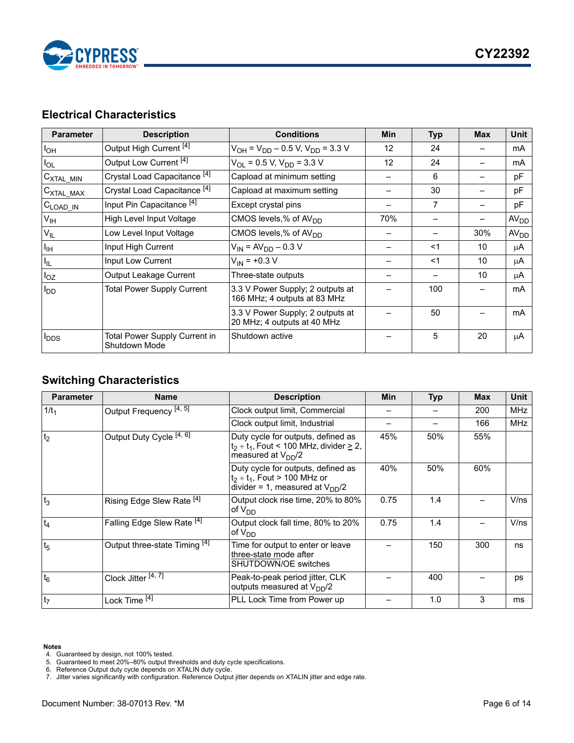## Electrical Characteristics

| Parameter | Description | Conditions | Min | Typ | Max | Unit |
|---|---|---|---|---|---|---|
| $I_{OH}$ | Output High Current [4] | $V_{OH} = V_{DD} – 0.5$ V, $V_{DD} = 3.3$ V | 12 | 24 | – | mA |
| $I_{OL}$ | Output Low Current [4] | $V_{OL} = 0.5$ V, $V_{DD} = 3.3$ V | 12 | 24 | – | mA |
| $C_{XTAL\_MIN}$ | Crystal Load Capacitance [4] | Capload at minimum setting | – | 6 | – | pF |
| $C_{XTAL\_MAX}$ | Crystal Load Capacitance [4] | Capload at maximum setting | – | 30 | – | pF |
| $C_{LOAD\_IN}$ | Input Pin Capacitance [4] | Except crystal pins | – | 7 | – | pF |
| $V_{IH}$ | High Level Input Voltage | CMOS levels,% of $AV_{DD}$ | 70% | – | – | $AV_{DD}$ |
| $V_{IL}$ | Low Level Input Voltage | CMOS levels,% of $AV_{DD}$ | – | – | 30% | $AV_{DD}$ |
| $I_{IH}$ | Input High Current | $V_{IN} = AV_{DD} – 0.3$ V | – | <1 | 10 | μA |
| $I_{IL}$ | Input Low Current | $V_{IN} = +0.3$ V | – | <1 | 10 | μA |
| $I_{OZ}$ | Output Leakage Current | Three-state outputs | – | – | 10 | μA |
| $I_{DD}$ | Total Power Supply Current | 3.3 V Power Supply; 2 outputs at 166 MHz; 4 outputs at 83 MHz | – | 100 | – | mA |
| | | 3.3 V Power Supply; 2 outputs at 20 MHz; 4 outputs at 40 MHz | – | 50 | – | mA |
| $I_{DDS}$ | Total Power Supply Current in Shutdown Mode | Shutdown active | – | 5 | 20 | μA |

## Switching Characteristics

| Parameter | Name | Description | Min | Typ | Max | Unit |
|---|---|---|---|---|---|---|
| $1/t_1$ | Output Frequency [4, 5] | Clock output limit, Commercial | – | – | 200 | MHz |
| | | Clock output limit, Industrial | – | – | 166 | MHz |
| $t_2$ | Output Duty Cycle [4, 6] | Duty cycle for outputs, defined as $t_2 \div t_1$, Fout < 100 MHz, divider $\geq$ 2, measured at $V_{DD}/2$ | 45% | 50% | 55% | |
| | | Duty cycle for outputs, defined as $t_2 \div t_1$, Fout > 100 MHz or divider = 1, measured at $V_{DD}/2$ | 40% | 50% | 60% | |
| $t_3$ | Rising Edge Slew Rate [4] | Output clock rise time, 20% to 80% of $V_{DD}$ | 0.75 | 1.4 | – | V/ns |
| $t_4$ | Falling Edge Slew Rate [4] | Output clock fall time, 80% to 20% of $V_{DD}$ | 0.75 | 1.4 | – | V/ns |
| $t_5$ | Output three-state Timing [4] | Time for output to enter or leave three-state mode after SHUTDOWN/OE switches | – | 150 | 300 | ns |
| $t_6$ | Clock Jitter [4, 7] | Peak-to-peak period jitter, CLK outputs measured at $V_{DD}/2$ | – | 400 | – | ps |
| $t_7$ | Lock Time [4] | PLL Lock Time from Power up | – | 1.0 | 3 | ms |

**Notes**
4. Guaranteed by design, not 100% tested.
5. Guaranteed to meet 20%–80% output thresholds and duty cycle specifications.
6. Reference Output duty cycle depends on XTALIN duty cycle.
7. Jitter varies significantly with configuration. Reference Output jitter depends on XTALIN jitter and edge rate.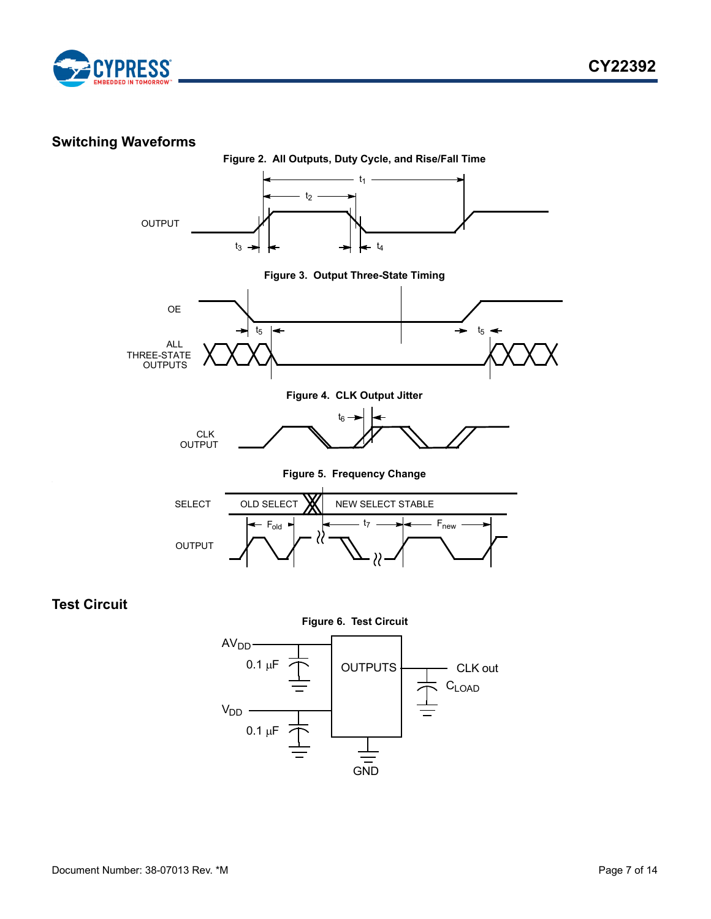## Switching Waveforms

**Figure 2. All Outputs, Duty Cycle, and Rise/Fall Time**

**Figure 3. Output Three-State Timing**

**Figure 4. CLK Output Jitter**

**Figure 5. Frequency Change**

## Test Circuit

**Figure 6. Test Circuit**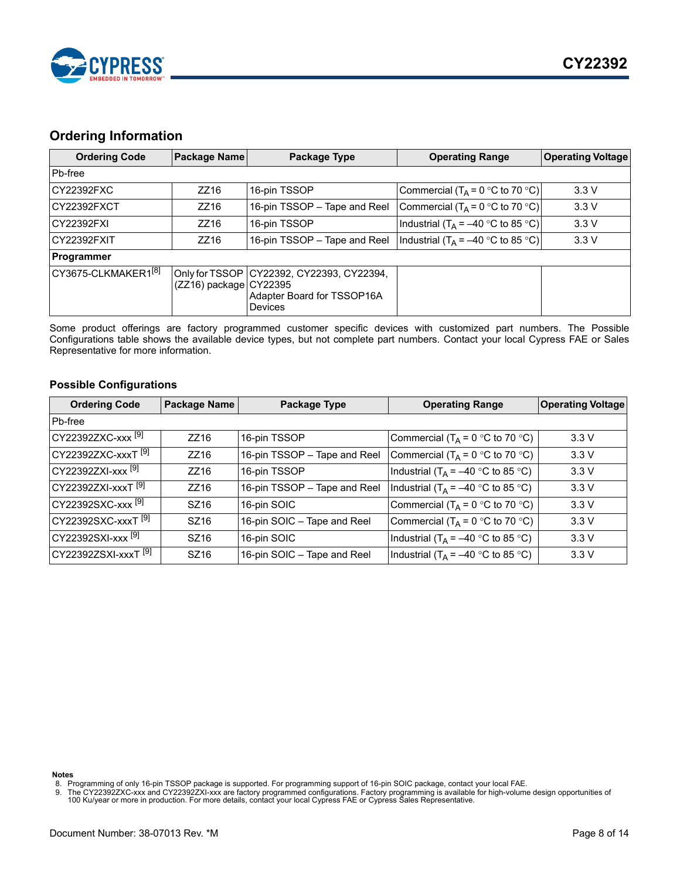## Ordering Information

| Ordering Code | Package Name | Package Type | Operating Range | Operating Voltage |
|---|---|---|---|---|
| Pb-free | | | | |
| CY22392FXC | ZZ16 | 16-pin TSSOP | Commercial ($T_A$ = 0 °C to 70 °C) | 3.3 V |
| CY22392FXCT | ZZ16 | 16-pin TSSOP – Tape and Reel | Commercial ($T_A$ = 0 °C to 70 °C) | 3.3 V |
| CY22392FXI | ZZ16 | 16-pin TSSOP | Industrial ($T_A$ = –40 °C to 85 °C) | 3.3 V |
| CY22392FXIT | ZZ16 | 16-pin TSSOP – Tape and Reel | Industrial ($T_A$ = –40 °C to 85 °C) | 3.3 V |
| **Programmer** | | | | |
| CY3675-CLKMAKER1[8] | Only for TSSOP (ZZ16) package | CY22392, CY22393, CY22394, CY22395 Adapter Board for TSSOP16A Devices | | |

Some product offerings are factory programmed customer specific devices with customized part numbers. The Possible Configurations table shows the available device types, but not complete part numbers. Contact your local Cypress FAE or Sales Representative for more information.

### Possible Configurations

| Ordering Code | Package Name | Package Type | Operating Range | Operating Voltage |
|---|---|---|---|---|
| Pb-free | | | | |
| CY22392ZXC-xxx [9] | ZZ16 | 16-pin TSSOP | Commercial ($T_A$ = 0 °C to 70 °C) | 3.3 V |
| CY22392ZXC-xxxT [9] | ZZ16 | 16-pin TSSOP – Tape and Reel | Commercial ($T_A$ = 0 °C to 70 °C) | 3.3 V |
| CY22392ZXI-xxx [9] | ZZ16 | 16-pin TSSOP | Industrial ($T_A$ = –40 °C to 85 °C) | 3.3 V |
| CY22392ZXI-xxxT [9] | ZZ16 | 16-pin TSSOP – Tape and Reel | Industrial ($T_A$ = –40 °C to 85 °C) | 3.3 V |
| CY22392SXC-xxx [9] | SZ16 | 16-pin SOIC | Commercial ($T_A$ = 0 °C to 70 °C) | 3.3 V |
| CY22392SXC-xxxT [9] | SZ16 | 16-pin SOIC – Tape and Reel | Commercial ($T_A$ = 0 °C to 70 °C) | 3.3 V |
| CY22392SXI-xxx [9] | SZ16 | 16-pin SOIC | Industrial ($T_A$ = –40 °C to 85 °C) | 3.3 V |
| CY22392ZSXI-xxxT [9] | SZ16 | 16-pin SOIC – Tape and Reel | Industrial ($T_A$ = –40 °C to 85 °C) | 3.3 V |

**Notes**

8. Programming of only 16-pin TSSOP package is supported. For programming support of 16-pin SOIC package, contact your local FAE.
9. The CY22392ZXC-xxx and CY22392ZXI-xxx are factory programmed configurations. Factory programming is available for high-volume design opportunities of 100 Ku/year or more in production. For more details, contact your local Cypress FAE or Cypress Sales Representative.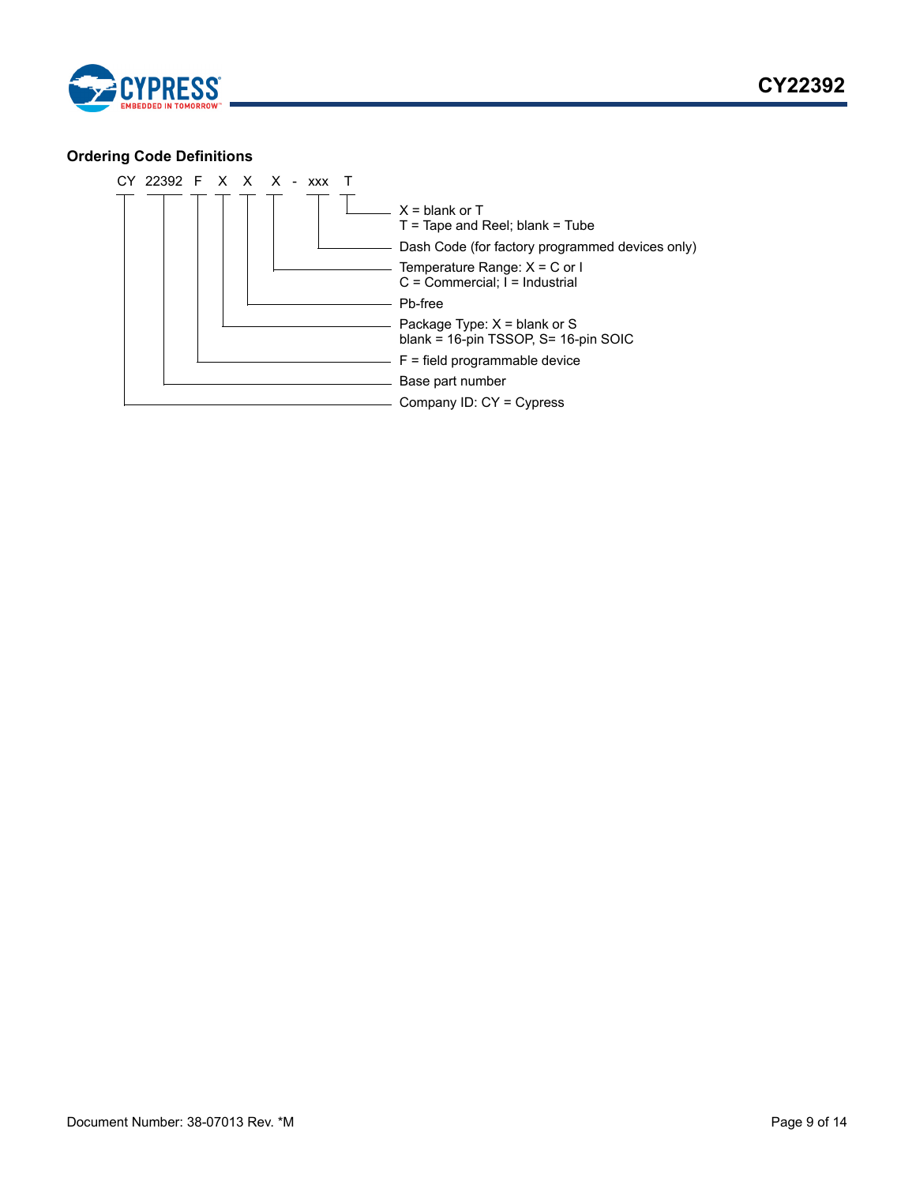### Ordering Code Definitions

```
CY  22392  F  X  X  X  -  xxx  T
```

- T: X = blank or T
  T = Tape and Reel; blank = Tube
- xxx: Dash Code (for factory programmed devices only)
- X: Temperature Range: X = C or I
  C = Commercial; I = Industrial
- X: Pb-free
- X: Package Type: X = blank or S
  blank = 16-pin TSSOP, S= 16-pin SOIC
- F: F = field programmable device
- 22392: Base part number
- CY: Company ID: CY = Cypress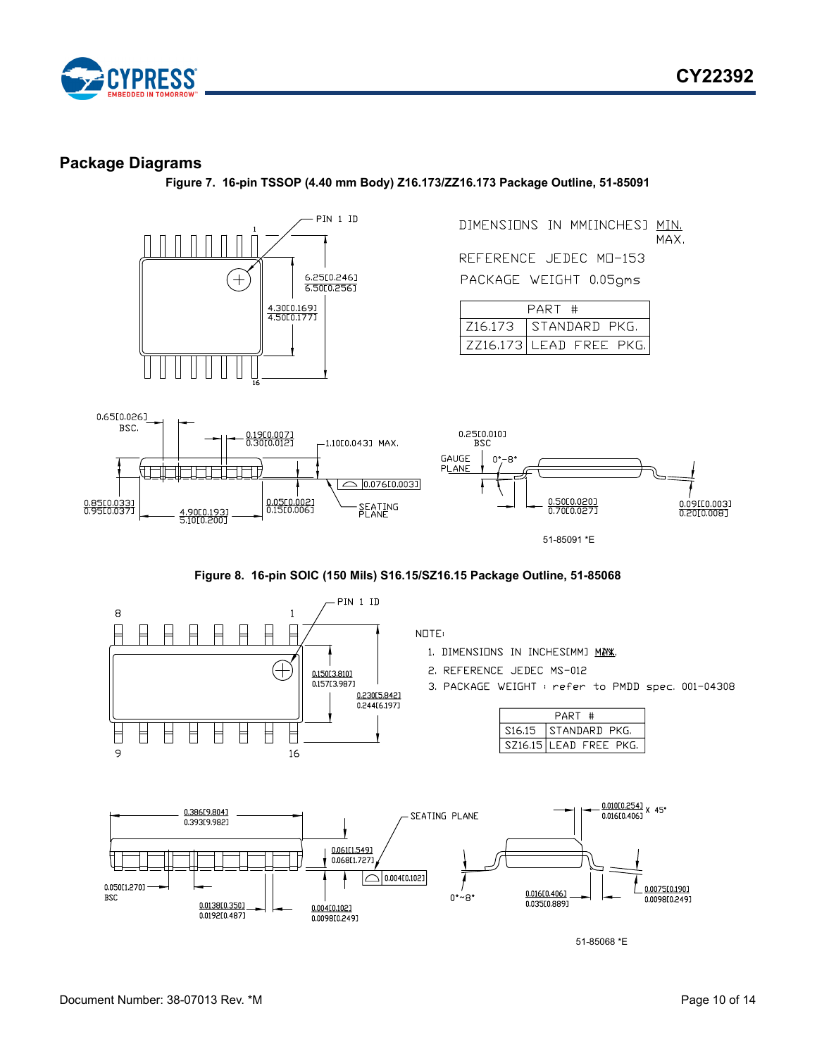## Package Diagrams

**Figure 7. 16-pin TSSOP (4.40 mm Body) Z16.173/ZZ16.173 Package Outline, 51-85091**

DIMENSIONS IN MM[INCHES] MIN. MAX.

REFERENCE JEDEC MO-153

PACKAGE WEIGHT 0.05gms

| PART # | |
|---|---|
| Z16.173 | STANDARD PKG. |
| ZZ16.173 | LEAD FREE PKG. |

51-85091 *E

**Figure 8. 16-pin SOIC (150 Mils) S16.15/SZ16.15 Package Outline, 51-85068**

NOTE:

1. DIMENSIONS IN INCHES[MM] MIN. MAX.
2. REFERENCE JEDEC MS-012
3. PACKAGE WEIGHT : refer to PMDD spec. 001-04308

| PART # | |
|---|---|
| S16.15 | STANDARD PKG. |
| SZ16.15 | LEAD FREE PKG. |

51-85068 *E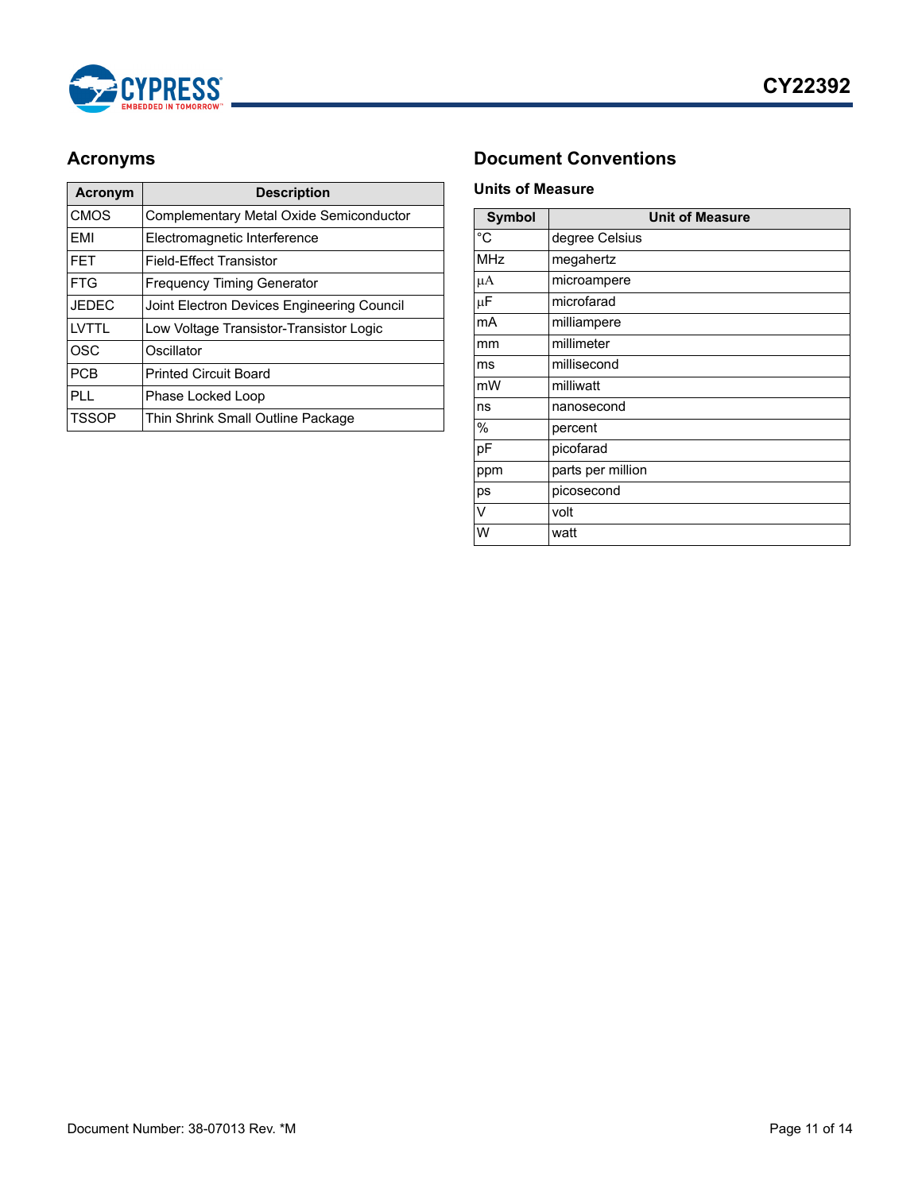## Acronyms

| Acronym | Description |
| --- | --- |
| CMOS | Complementary Metal Oxide Semiconductor |
| EMI | Electromagnetic Interference |
| FET | Field-Effect Transistor |
| FTG | Frequency Timing Generator |
| JEDEC | Joint Electron Devices Engineering Council |
| LVTTL | Low Voltage Transistor-Transistor Logic |
| OSC | Oscillator |
| PCB | Printed Circuit Board |
| PLL | Phase Locked Loop |
| TSSOP | Thin Shrink Small Outline Package |

## Document Conventions

### Units of Measure

| Symbol | Unit of Measure |
| --- | --- |
| °C | degree Celsius |
| MHz | megahertz |
| µA | microampere |
| µF | microfarad |
| mA | milliampere |
| mm | millimeter |
| ms | millisecond |
| mW | milliwatt |
| ns | nanosecond |
| % | percent |
| pF | picofarad |
| ppm | parts per million |
| ps | picosecond |
| V | volt |
| W | watt |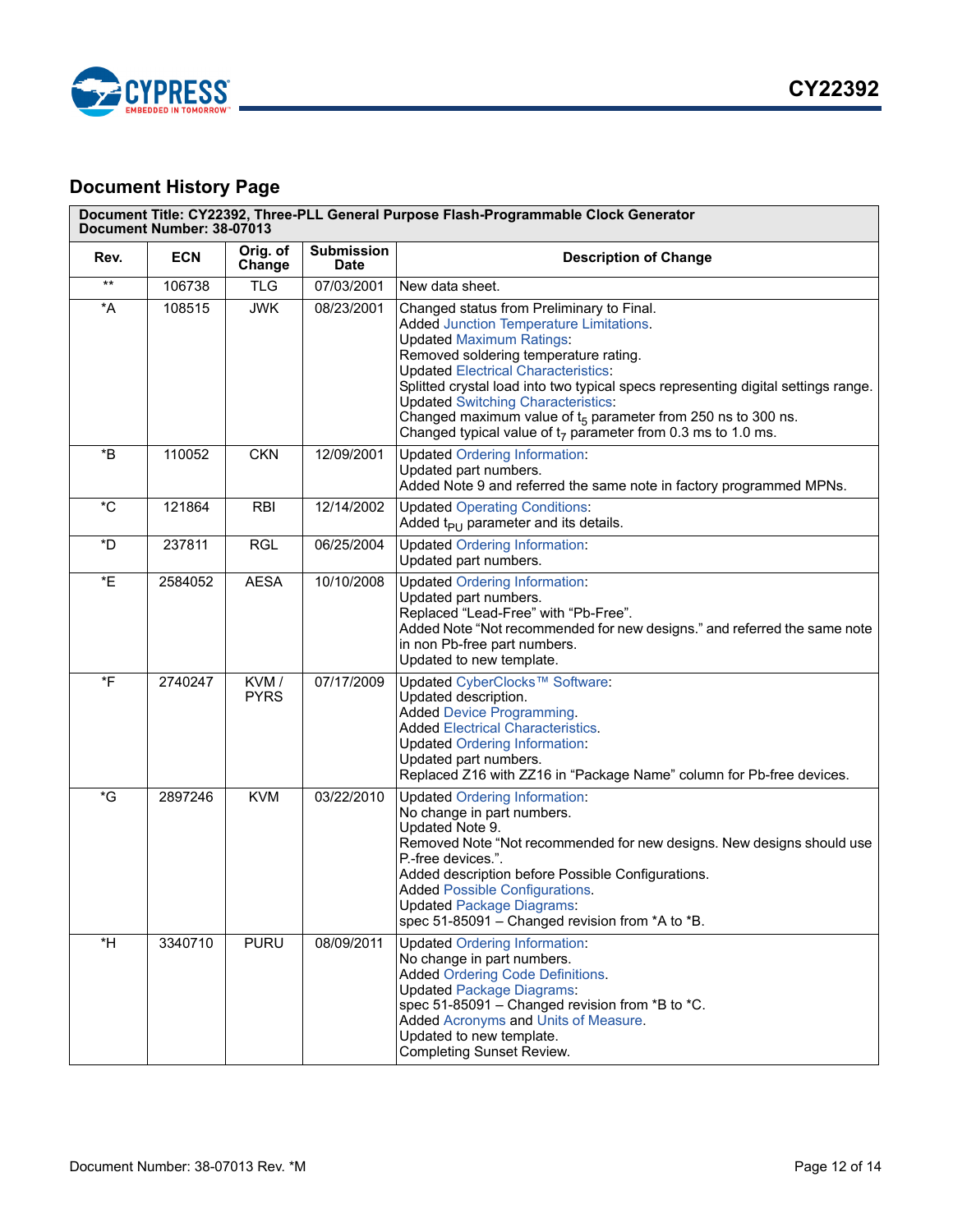## Document History Page

| Document Title: CY22392, Three-PLL General Purpose Flash-Programmable Clock Generator<br>Document Number: 38-07013 | | | | |
|---|---|---|---|---|
| **Rev.** | **ECN** | **Orig. of Change** | **Submission Date** | **Description of Change** |
| ** | 106738 | TLG | 07/03/2001 | New data sheet. |
| *A | 108515 | JWK | 08/23/2001 | Changed status from Preliminary to Final.<br>Added Junction Temperature Limitations.<br>Updated Maximum Ratings:<br>Removed soldering temperature rating.<br>Updated Electrical Characteristics:<br>Splitted crystal load into two typical specs representing digital settings range.<br>Updated Switching Characteristics:<br>Changed maximum value of $t_5$ parameter from 250 ns to 300 ns.<br>Changed typical value of $t_7$ parameter from 0.3 ms to 1.0 ms. |
| *B | 110052 | CKN | 12/09/2001 | Updated Ordering Information:<br>Updated part numbers.<br>Added Note 9 and referred the same note in factory programmed MPNs. |
| *C | 121864 | RBI | 12/14/2002 | Updated Operating Conditions:<br>Added $t_{PU}$ parameter and its details. |
| *D | 237811 | RGL | 06/25/2004 | Updated Ordering Information:<br>Updated part numbers. |
| *E | 2584052 | AESA | 10/10/2008 | Updated Ordering Information:<br>Updated part numbers.<br>Replaced "Lead-Free" with "Pb-Free".<br>Added Note "Not recommended for new designs." and referred the same note in non Pb-free part numbers.<br>Updated to new template. |
| *F | 2740247 | KVM / PYRS | 07/17/2009 | Updated CyberClocks™ Software:<br>Updated description.<br>Added Device Programming.<br>Added Electrical Characteristics.<br>Updated Ordering Information:<br>Updated part numbers.<br>Replaced Z16 with ZZ16 in "Package Name" column for Pb-free devices. |
| *G | 2897246 | KVM | 03/22/2010 | Updated Ordering Information:<br>No change in part numbers.<br>Updated Note 9.<br>Removed Note "Not recommended for new designs. New designs should use P.-free devices.".<br>Added description before Possible Configurations.<br>Added Possible Configurations.<br>Updated Package Diagrams:<br>spec 51-85091 – Changed revision from *A to *B. |
| *H | 3340710 | PURU | 08/09/2011 | Updated Ordering Information:<br>No change in part numbers.<br>Added Ordering Code Definitions.<br>Updated Package Diagrams:<br>spec 51-85091 – Changed revision from *B to *C.<br>Added Acronyms and Units of Measure.<br>Updated to new template.<br>Completing Sunset Review. |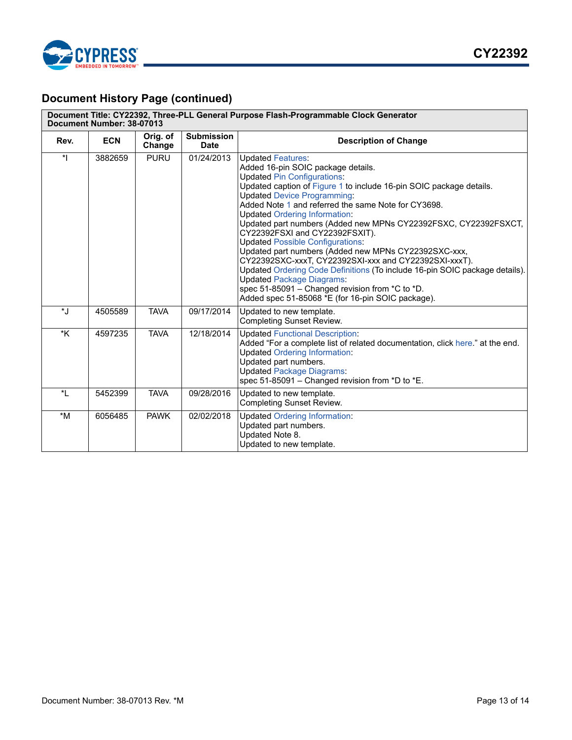## Document History Page (continued)

| Document Title: CY22392, Three-PLL General Purpose Flash-Programmable Clock Generator<br>Document Number: 38-07013 | | | | |
|---|---|---|---|---|
| **Rev.** | **ECN** | **Orig. of Change** | **Submission Date** | **Description of Change** |
| *I | 3882659 | PURU | 01/24/2013 | Updated Features:<br>Added 16-pin SOIC package details.<br>Updated Pin Configurations:<br>Updated caption of Figure 1 to include 16-pin SOIC package details.<br>Updated Device Programming:<br>Added Note 1 and referred the same Note for CY3698.<br>Updated Ordering Information:<br>Updated part numbers (Added new MPNs CY22392FSXC, CY22392FSXCT, CY22392FSXI and CY22392FSXIT).<br>Updated Possible Configurations:<br>Updated part numbers (Added new MPNs CY22392SXC-xxx, CY22392SXC-xxxT, CY22392SXI-xxx and CY22392SXI-xxxT).<br>Updated Ordering Code Definitions (To include 16-pin SOIC package details).<br>Updated Package Diagrams:<br>spec 51-85091 – Changed revision from *C to *D.<br>Added spec 51-85068 *E (for 16-pin SOIC package). |
| *J | 4505589 | TAVA | 09/17/2014 | Updated to new template.<br>Completing Sunset Review. |
| *K | 4597235 | TAVA | 12/18/2014 | Updated Functional Description:<br>Added "For a complete list of related documentation, click here." at the end.<br>Updated Ordering Information:<br>Updated part numbers.<br>Updated Package Diagrams:<br>spec 51-85091 – Changed revision from *D to *E. |
| *L | 5452399 | TAVA | 09/28/2016 | Updated to new template.<br>Completing Sunset Review. |
| *M | 6056485 | PAWK | 02/02/2018 | Updated Ordering Information:<br>Updated part numbers.<br>Updated Note 8.<br>Updated to new template. |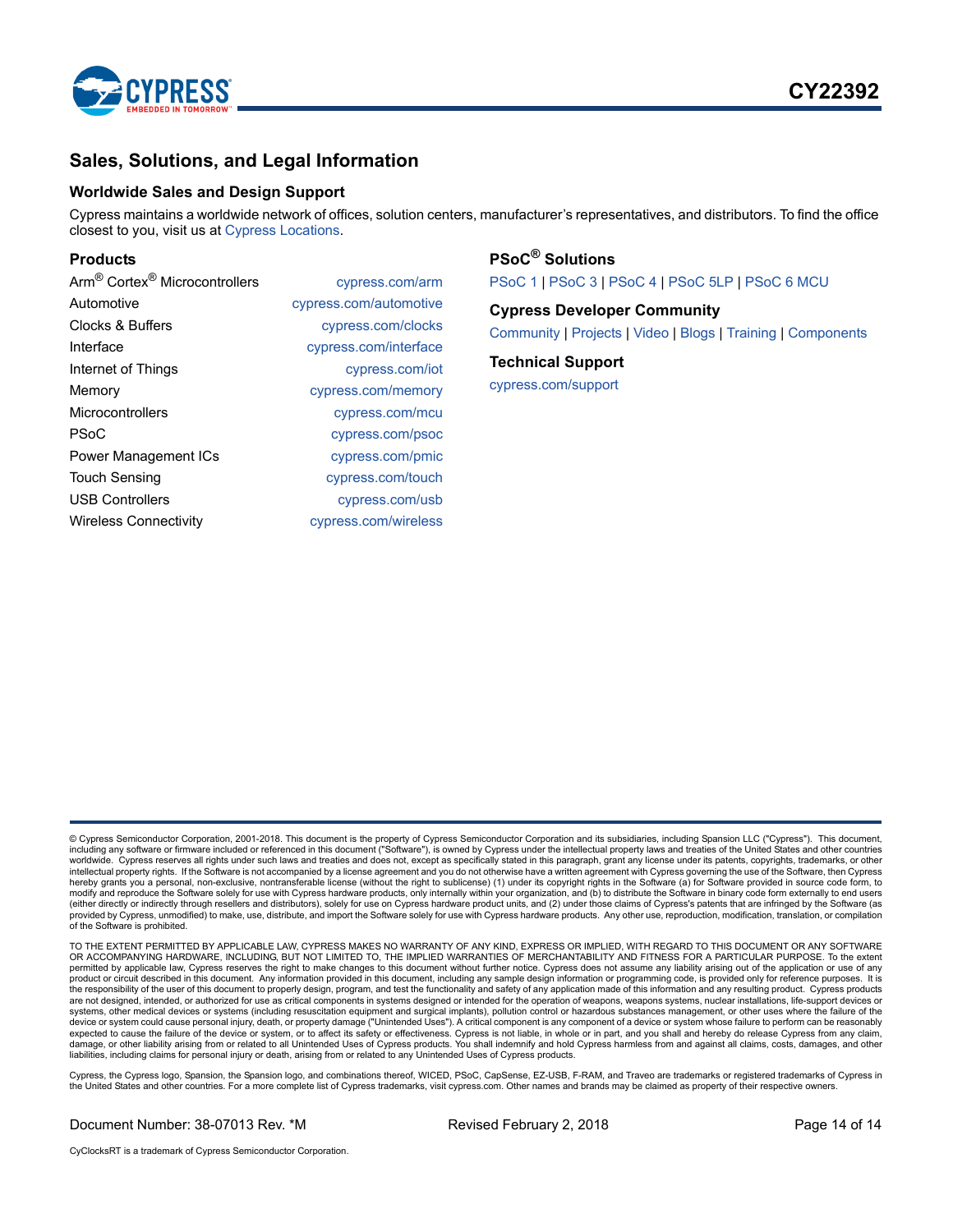## Sales, Solutions, and Legal Information

### Worldwide Sales and Design Support

Cypress maintains a worldwide network of offices, solution centers, manufacturer's representatives, and distributors. To find the office closest to you, visit us at Cypress Locations.

### Products

| | |
|---|---|
| Arm® Cortex® Microcontrollers | cypress.com/arm |
| Automotive | cypress.com/automotive |
| Clocks & Buffers | cypress.com/clocks |
| Interface | cypress.com/interface |
| Internet of Things | cypress.com/iot |
| Memory | cypress.com/memory |
| Microcontrollers | cypress.com/mcu |
| PSoC | cypress.com/psoc |
| Power Management ICs | cypress.com/pmic |
| Touch Sensing | cypress.com/touch |
| USB Controllers | cypress.com/usb |
| Wireless Connectivity | cypress.com/wireless |

### PSoC® Solutions

PSoC 1 | PSoC 3 | PSoC 4 | PSoC 5LP | PSoC 6 MCU

### Cypress Developer Community

Community | Projects | Video | Blogs | Training | Components

### Technical Support

cypress.com/support

© Cypress Semiconductor Corporation, 2001-2018. This document is the property of Cypress Semiconductor Corporation and its subsidiaries, including Spansion LLC ("Cypress"). This document, including any software or firmware included or referenced in this document ("Software"), is owned by Cypress under the intellectual property laws and treaties of the United States and other countries worldwide. Cypress reserves all rights under such laws and treaties and does not, except as specifically stated in this paragraph, grant any license under its patents, copyrights, trademarks, or other intellectual property rights. If the Software is not accompanied by a license agreement and you do not otherwise have a written agreement with Cypress governing the use of the Software, then Cypress hereby grants you a personal, non-exclusive, nontransferable license (without the right to sublicense) (1) under its copyright rights in the Software (a) for Software provided in source code form, to modify and reproduce the Software solely for use with Cypress hardware products, only internally within your organization, and (b) to distribute the Software in binary code form externally to end users (either directly or indirectly through resellers and distributors), solely for use on Cypress hardware product units, and (2) under those claims of Cypress's patents that are infringed by the Software (as provided by Cypress, unmodified) to make, use, distribute, and import the Software solely for use with Cypress hardware products. Any other use, reproduction, modification, translation, or compilation of the Software is prohibited.

TO THE EXTENT PERMITTED BY APPLICABLE LAW, CYPRESS MAKES NO WARRANTY OF ANY KIND, EXPRESS OR IMPLIED, WITH REGARD TO THIS DOCUMENT OR ANY SOFTWARE OR ACCOMPANYING HARDWARE, INCLUDING, BUT NOT LIMITED TO, THE IMPLIED WARRANTIES OF MERCHANTABILITY AND FITNESS FOR A PARTICULAR PURPOSE. To the extent permitted by applicable law, Cypress reserves the right to make changes to this document without further notice. Cypress does not assume any liability arising out of the application or use of any product or circuit described in this document. Any information provided in this document, including any sample design information or programming code, is provided only for reference purposes. It is the responsibility of the user of this document to properly design, program, and test the functionality and safety of any application made of this information and any resulting product. Cypress products are not designed, intended, or authorized for use as critical components in systems designed or intended for the operation of weapons, weapons systems, nuclear installations, life-support devices or systems, other medical devices or systems (including resuscitation equipment and surgical implants), pollution control or hazardous substances management, or other uses where the failure of the device or system could cause personal injury, death, or property damage ("Unintended Uses"). A critical component is any component of a device or system whose failure to perform can be reasonably expected to cause the failure of the device or system, or to affect its safety or effectiveness. Cypress is not liable, in whole or in part, and you shall and hereby do release Cypress from any claim, damage, or other liability arising from or related to all Unintended Uses of Cypress products. You shall indemnify and hold Cypress harmless from and against all claims, costs, damages, and other liabilities, including claims for personal injury or death, arising from or related to any Unintended Uses of Cypress products.

Cypress, the Cypress logo, Spansion, the Spansion logo, and combinations thereof, WICED, PSoC, CapSense, EZ-USB, F-RAM, and Traveo are trademarks or registered trademarks of Cypress in the United States and other countries. For a more complete list of Cypress trademarks, visit cypress.com. Other names and brands may be claimed as property of their respective owners.

Document Number: 38-07013 Rev. *M     Revised February 2, 2018

CyClocksRT is a trademark of Cypress Semiconductor Corporation.